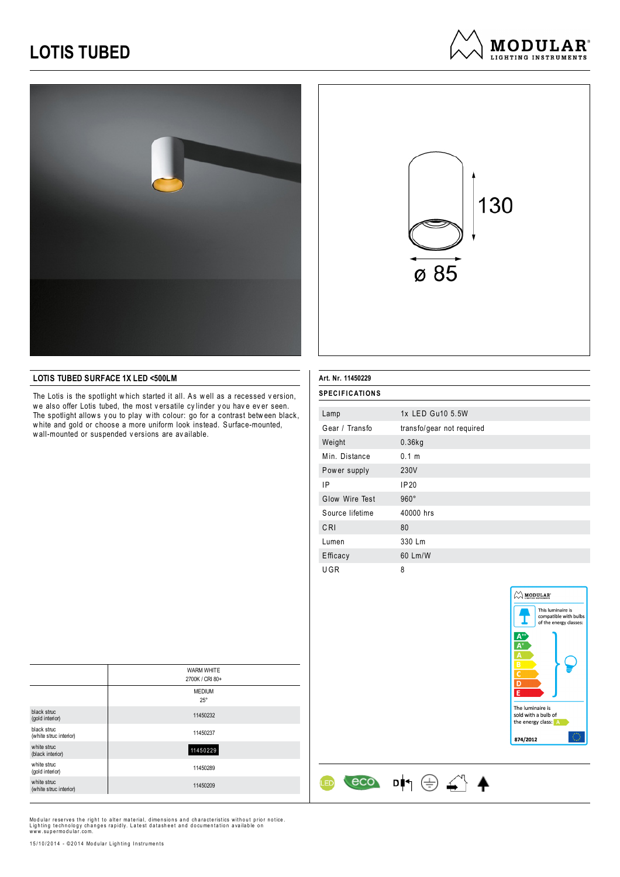# LOTIS TUBED

MODULAR
LIGHTING INSTRUMENTS

130

ø 85

## LOTIS TUBED SURFACE 1X LED <500LM

The Lotis is the spotlight which started it all. As well as a recessed version, we also offer Lotis tubed, the most versatile cylinder you have ever seen. The spotlight allows you to play with colour: go for a contrast between black, white and gold or choose a more uniform look instead. Surface-mounted, wall-mounted or suspended versions are available.

| | WARM WHITE 2700K / CRI 80+ |
|---|---|
| | MEDIUM 25° |
| black struc (gold interior) | 11450232 |
| black struc (white struc interior) | 11450237 |
| white struc (black interior) | **11450229** |
| white struc (gold interior) | 11450289 |
| white struc (white struc interior) | 11450209 |

**Art. Nr. 11450229**

### SPECIFICATIONS

| | |
|---|---|
| Lamp | 1x LED Gu10 5.5W |
| Gear / Transfo | transfo/gear not required |
| Weight | 0.36kg |
| Min. Distance | 0.1 m |
| Power supply | 230V |
| IP | IP20 |
| Glow Wire Test | 960° |
| Source lifetime | 40000 hrs |
| CRI | 80 |
| Lumen | 330 Lm |
| Efficacy | 60 Lm/W |
| UGR | 8 |

MODULAR

This luminaire is compatible with bulbs of the energy classes:

A++ A+ A B C D E

The luminaire is sold with a bulb of the energy class: A

874/2012

Modular reserves the right to alter material, dimensions and characteristics without prior notice. Lighting technology changes rapidly. Latest datasheet and documentation available on www.supermodular.com.

15/10/2014 - ©2014 Modular Lighting Instruments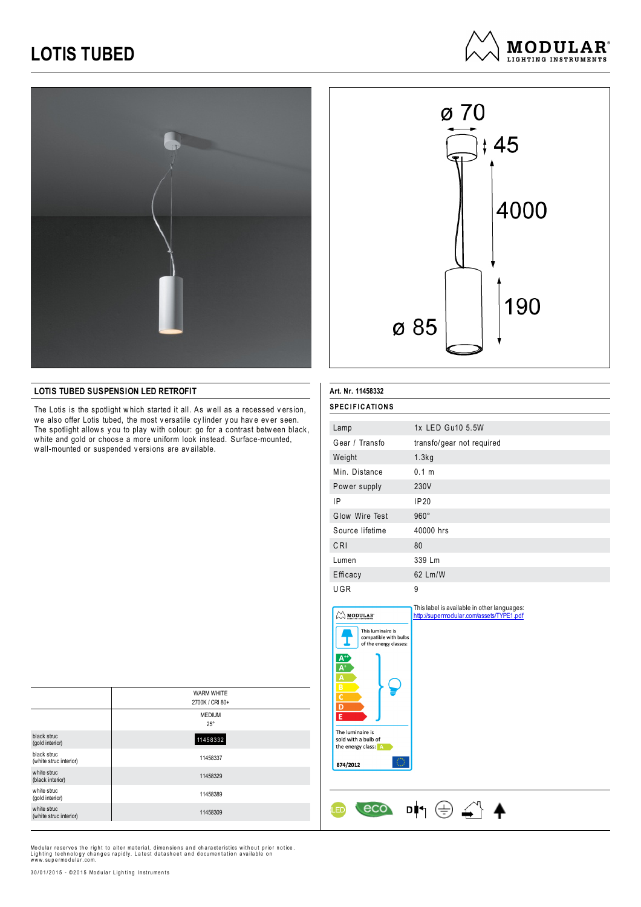# LOTIS TUBED

MODULAR LIGHTING INSTRUMENTS

ø 70
45
4000
190
ø 85

## LOTIS TUBED SUSPENSION LED RETROFIT

The Lotis is the spotlight which started it all. As well as a recessed version, we also offer Lotis tubed, the most versatile cylinder you have ever seen. The spotlight allows you to play with colour: go for a contrast between black, white and gold or choose a more uniform look instead. Surface-mounted, wall-mounted or suspended versions are available.

| | WARM WHITE 2700K / CRI 80+ |
|---|---|
| | MEDIUM 25° |
| black struc (gold interior) | **11458332** |
| black struc (white struc interior) | 11458337 |
| white struc (black interior) | 11458329 |
| white struc (gold interior) | 11458389 |
| white struc (white struc interior) | 11458309 |

**Art. Nr. 11458332**

### SPECIFICATIONS

| | |
|---|---|
| Lamp | 1x LED Gu10 5.5W |
| Gear / Transfo | transfo/gear not required |
| Weight | 1.3kg |
| Min. Distance | 0.1 m |
| Power supply | 230V |
| IP | IP20 |
| Glow Wire Test | 960° |
| Source lifetime | 40000 hrs |
| CRI | 80 |
| Lumen | 339 Lm |
| Efficacy | 62 Lm/W |
| UGR | 9 |

This luminaire is compatible with bulbs of the energy classes: A++, A+, A, B, C, D, E

The luminaire is sold with a bulb of the energy class: A

874/2012

This label is available in other languages:
http://supermodular.com/assets/TYPE1.pdf

Modular reserves the right to alter material, dimensions and characteristics without prior notice. Lighting technology changes rapidly. Latest datasheet and documentation available on www.supermodular.com.

30/01/2015 - ©2015 Modular Lighting Instruments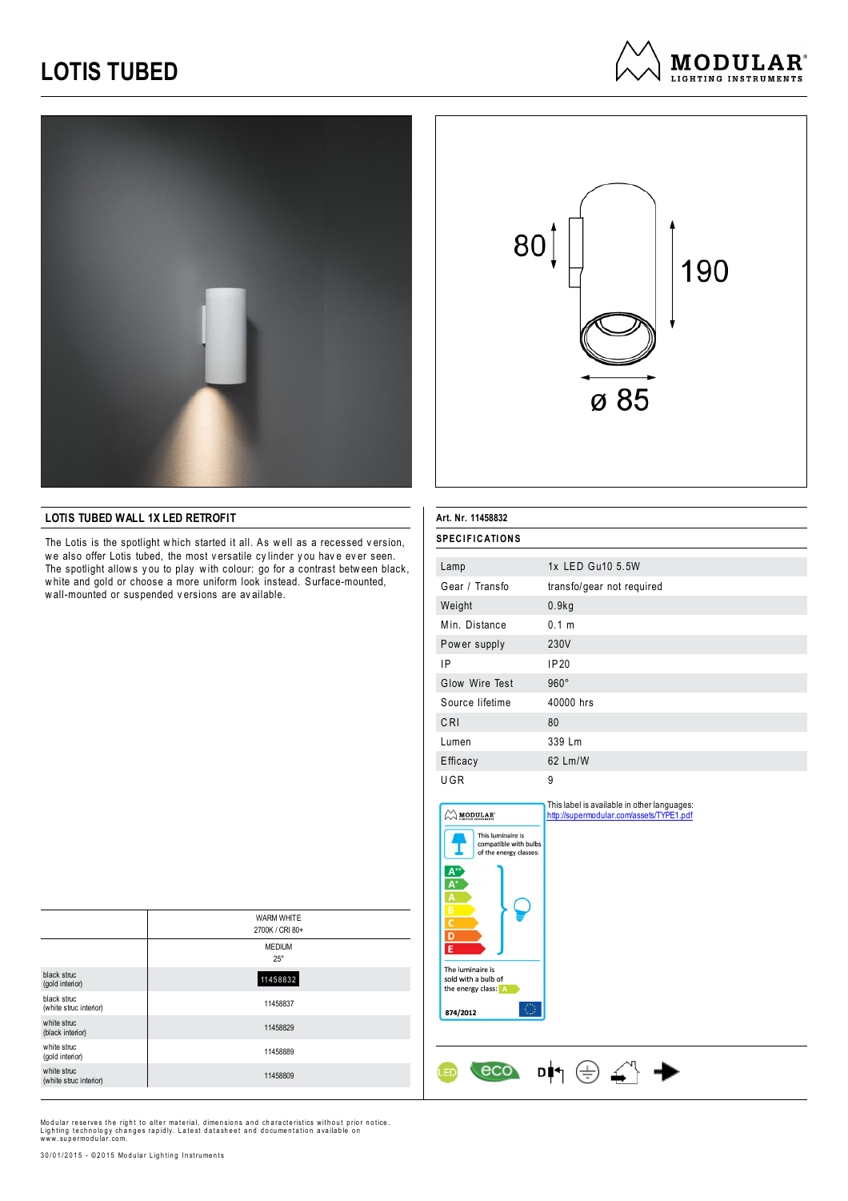# LOTIS TUBED

80

190

ø 85

## LOTIS TUBED WALL 1X LED RETROFIT

The Lotis is the spotlight which started it all. As well as a recessed version, we also offer Lotis tubed, the most versatile cylinder you have ever seen. The spotlight allows you to play with colour: go for a contrast between black, white and gold or choose a more uniform look instead. Surface-mounted, wall-mounted or suspended versions are available.

| | WARM WHITE 2700K / CRI 80+ |
|---|---|
| | MEDIUM 25° |
| black struc (gold interior) | 11458832 |
| black struc (white struc interior) | 11458837 |
| white struc (black interior) | 11458829 |
| white struc (gold interior) | 11458889 |
| white struc (white struc interior) | 11458809 |

Art. Nr. 11458832

**SPECIFICATIONS**

| | |
|---|---|
| Lamp | 1x LED Gu10 5.5W |
| Gear / Transfo | transfo/gear not required |
| Weight | 0.9kg |
| Min. Distance | 0.1 m |
| Power supply | 230V |
| IP | IP20 |
| Glow Wire Test | 960° |
| Source lifetime | 40000 hrs |
| CRI | 80 |
| Lumen | 339 Lm |
| Efficacy | 62 Lm/W |
| UGR | 9 |

MODULAR

This luminaire is compatible with bulbs of the energy classes:

A++
A+
A
B
C
D
E

The luminaire is sold with a bulb of the energy class: A

874/2012

This label is available in other languages:
http://supermodular.com/assets/TYPE1.pdf

Modular reserves the right to alter material, dimensions and characteristics without prior notice. Lighting technology changes rapidly. Latest datasheet and documentation available on www.supermodular.com.

30/01/2015 - ©2015 Modular Lighting Instruments